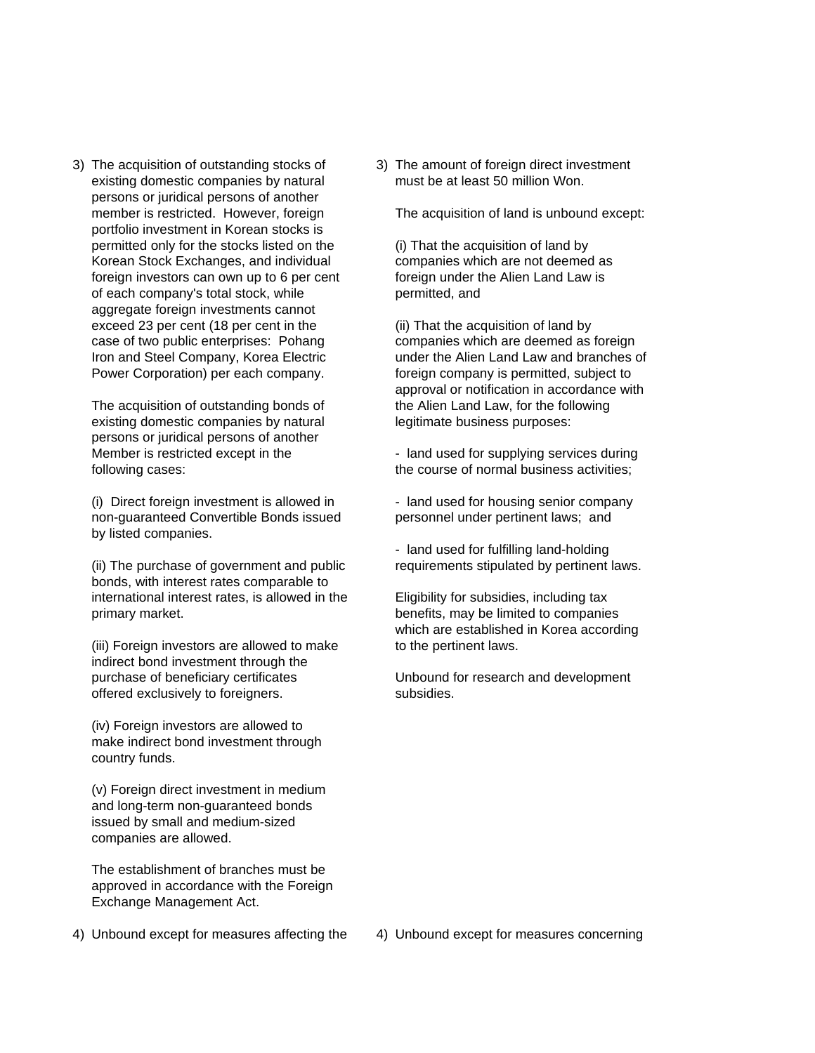3) The acquisition of outstanding stocks of existing domestic companies by natural persons or juridical persons of another member is restricted. However, foreign portfolio investment in Korean stocks is permitted only for the stocks listed on the Korean Stock Exchanges, and individual foreign investors can own up to 6 per cent of each company's total stock, while aggregate foreign investments cannot exceed 23 per cent (18 per cent in the case of two public enterprises: Pohang Iron and Steel Company, Korea Electric Power Corporation) per each company.

The acquisition of outstanding bonds of existing domestic companies by natural persons or juridical persons of another Member is restricted except in the following cases:

(i) Direct foreign investment is allowed in non-guaranteed Convertible Bonds issued by listed companies.

(ii) The purchase of government and public bonds, with interest rates comparable to international interest rates, is allowed in the primary market.

(iii) Foreign investors are allowed to make indirect bond investment through the purchase of beneficiary certificates offered exclusively to foreigners.

(iv) Foreign investors are allowed to make indirect bond investment through country funds.

(v) Foreign direct investment in medium and long-term non-guaranteed bonds issued by small and medium-sized companies are allowed.

The establishment of branches must be approved in accordance with the Foreign Exchange Management Act.

4) Unbound except for measures affecting the

3) The amount of foreign direct investment must be at least 50 million Won.

The acquisition of land is unbound except:

(i) That the acquisition of land by companies which are not deemed as foreign under the Alien Land Law is permitted, and

(ii) That the acquisition of land by companies which are deemed as foreign under the Alien Land Law and branches of foreign company is permitted, subject to approval or notification in accordance with the Alien Land Law, for the following legitimate business purposes:

- land used for supplying services during the course of normal business activities;

- land used for housing senior company personnel under pertinent laws; and

- land used for fulfilling land-holding requirements stipulated by pertinent laws.

Eligibility for subsidies, including tax benefits, may be limited to companies which are established in Korea according to the pertinent laws.

Unbound for research and development subsidies.

4) Unbound except for measures concerning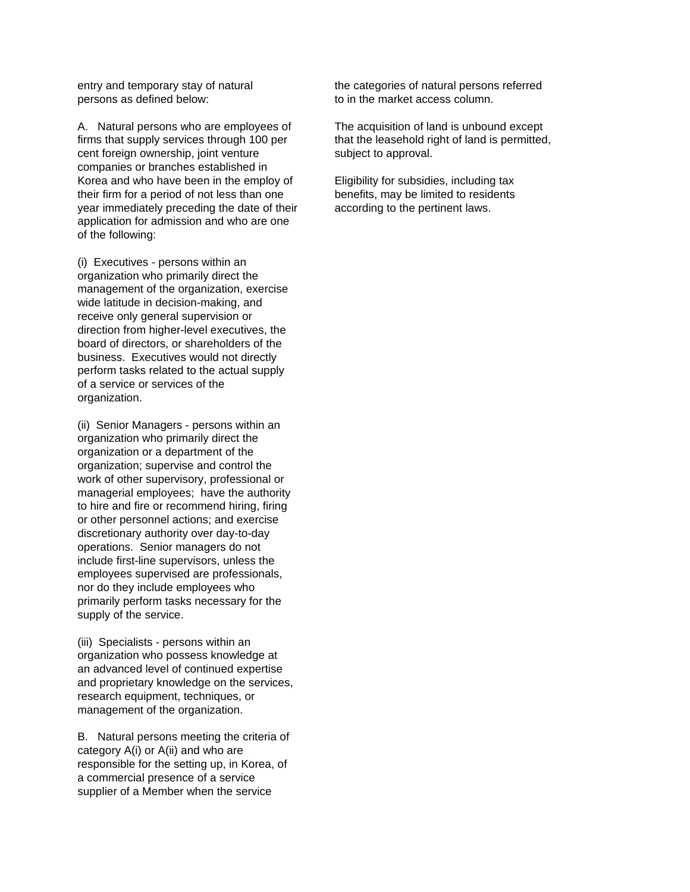entry and temporary stay of natural persons as defined below:

A. Natural persons who are employees of firms that supply services through 100 per cent foreign ownership, joint venture companies or branches established in Korea and who have been in the employ of their firm for a period of not less than one year immediately preceding the date of their application for admission and who are one of the following:

(i) Executives - persons within an organization who primarily direct the management of the organization, exercise wide latitude in decision-making, and receive only general supervision or direction from higher-level executives, the board of directors, or shareholders of the business. Executives would not directly perform tasks related to the actual supply of a service or services of the organization.

(ii) Senior Managers - persons within an organization who primarily direct the organization or a department of the organization; supervise and control the work of other supervisory, professional or managerial employees; have the authority to hire and fire or recommend hiring, firing or other personnel actions; and exercise discretionary authority over day-to-day operations. Senior managers do not include first-line supervisors, unless the employees supervised are professionals, nor do they include employees who primarily perform tasks necessary for the supply of the service.

(iii) Specialists - persons within an organization who possess knowledge at an advanced level of continued expertise and proprietary knowledge on the services, research equipment, techniques, or management of the organization.

B. Natural persons meeting the criteria of category A(i) or A(ii) and who are responsible for the setting up, in Korea, of a commercial presence of a service supplier of a Member when the service

the categories of natural persons referred to in the market access column.

The acquisition of land is unbound except that the leasehold right of land is permitted, subject to approval.

Eligibility for subsidies, including tax benefits, may be limited to residents according to the pertinent laws.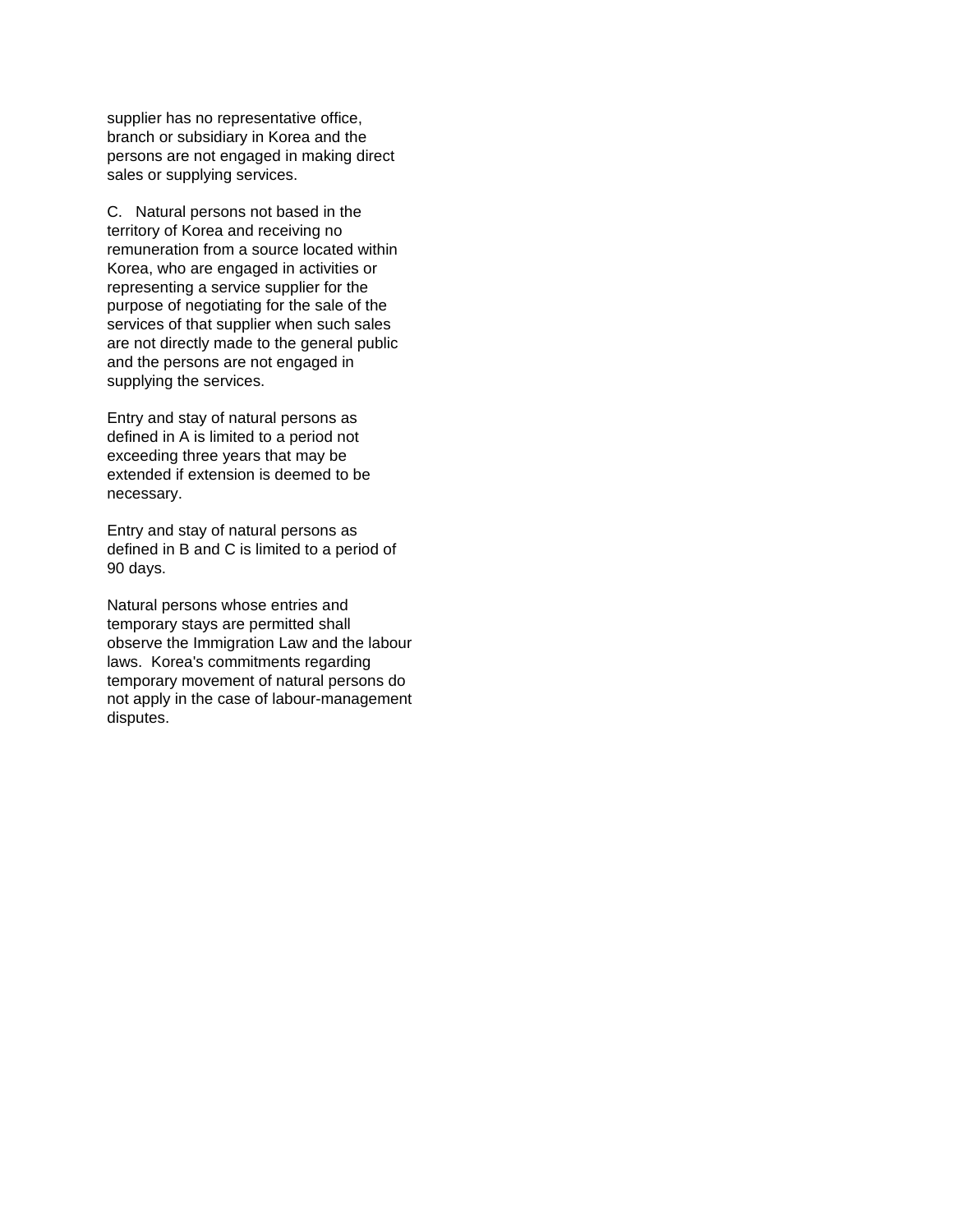supplier has no representative office, branch or subsidiary in Korea and the persons are not engaged in making direct sales or supplying services.

C. Natural persons not based in the territory of Korea and receiving no remuneration from a source located within Korea, who are engaged in activities or representing a service supplier for the purpose of negotiating for the sale of the services of that supplier when such sales are not directly made to the general public and the persons are not engaged in supplying the services.

Entry and stay of natural persons as defined in A is limited to a period not exceeding three years that may be extended if extension is deemed to be necessary.

Entry and stay of natural persons as defined in B and C is limited to a period of 90 days.

Natural persons whose entries and temporary stays are permitted shall observe the Immigration Law and the labour laws. Korea's commitments regarding temporary movement of natural persons do not apply in the case of labour-management disputes.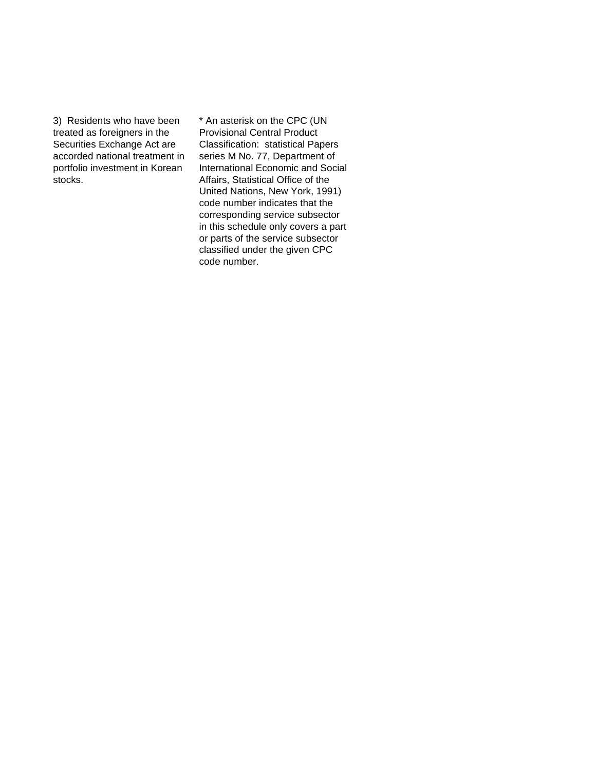3) Residents who have been treated as foreigners in the Securities Exchange Act are accorded national treatment in portfolio investment in Korean stocks.

* An asterisk on the CPC (UN Provisional Central Product Classification: statistical Papers series M No. 77, Department of International Economic and Social Affairs, Statistical Office of the United Nations, New York, 1991) code number indicates that the corresponding service subsector in this schedule only covers a part or parts of the service subsector classified under the given CPC code number.